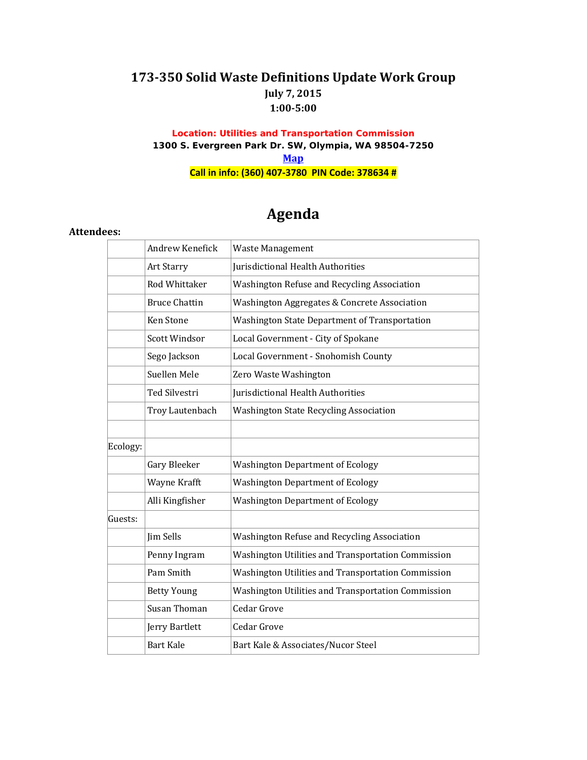# 173-350 Solid Waste Definitions Update Work Group

**July 7, 2015**

**1:00-5:00**

**Location: Utilities and Transportation Commission**

**1300 S. Evergreen Park Dr. SW, Olympia, WA 98504-7250**

**Map**

**Call in info: (360) 407-3780 PIN Code: 378634 #**

## Agenda

**Attendees:**

| | | |
|---|---|---|
| | Andrew Kenefick | Waste Management |
| | Art Starry | Jurisdictional Health Authorities |
| | Rod Whittaker | Washington Refuse and Recycling Association |
| | Bruce Chattin | Washington Aggregates & Concrete Association |
| | Ken Stone | Washington State Department of Transportation |
| | Scott Windsor | Local Government - City of Spokane |
| | Sego Jackson | Local Government - Snohomish County |
| | Suellen Mele | Zero Waste Washington |
| | Ted Silvestri | Jurisdictional Health Authorities |
| | Troy Lautenbach | Washington State Recycling Association |
| | | |
| Ecology: | | |
| | Gary Bleeker | Washington Department of Ecology |
| | Wayne Krafft | Washington Department of Ecology |
| | Alli Kingfisher | Washington Department of Ecology |
| Guests: | | |
| | Jim Sells | Washington Refuse and Recycling Association |
| | Penny Ingram | Washington Utilities and Transportation Commission |
| | Pam Smith | Washington Utilities and Transportation Commission |
| | Betty Young | Washington Utilities and Transportation Commission |
| | Susan Thoman | Cedar Grove |
| | Jerry Bartlett | Cedar Grove |
| | Bart Kale | Bart Kale & Associates/Nucor Steel |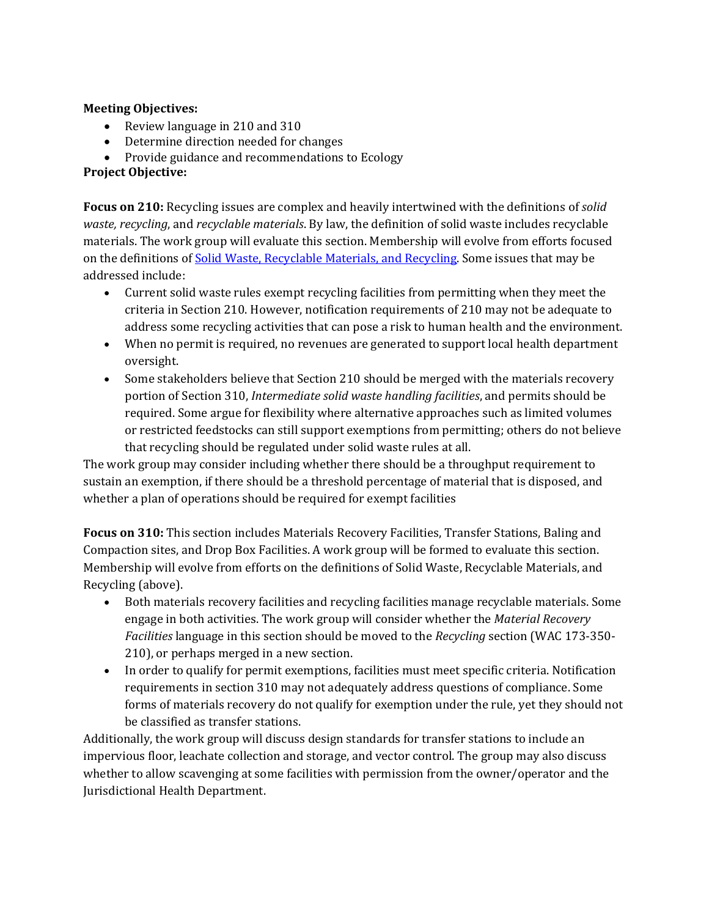**Meeting Objectives:**

- Review language in 210 and 310
- Determine direction needed for changes
- Provide guidance and recommendations to Ecology

**Project Objective:**

**Focus on 210:** Recycling issues are complex and heavily intertwined with the definitions of *solid waste, recycling*, and *recyclable materials*. By law, the definition of solid waste includes recyclable materials. The work group will evaluate this section. Membership will evolve from efforts focused on the definitions of Solid Waste, Recyclable Materials, and Recycling. Some issues that may be addressed include:

- Current solid waste rules exempt recycling facilities from permitting when they meet the criteria in Section 210. However, notification requirements of 210 may not be adequate to address some recycling activities that can pose a risk to human health and the environment.
- When no permit is required, no revenues are generated to support local health department oversight.
- Some stakeholders believe that Section 210 should be merged with the materials recovery portion of Section 310, *Intermediate solid waste handling facilities*, and permits should be required. Some argue for flexibility where alternative approaches such as limited volumes or restricted feedstocks can still support exemptions from permitting; others do not believe that recycling should be regulated under solid waste rules at all.

The work group may consider including whether there should be a throughput requirement to sustain an exemption, if there should be a threshold percentage of material that is disposed, and whether a plan of operations should be required for exempt facilities

**Focus on 310:** This section includes Materials Recovery Facilities, Transfer Stations, Baling and Compaction sites, and Drop Box Facilities. A work group will be formed to evaluate this section. Membership will evolve from efforts on the definitions of Solid Waste, Recyclable Materials, and Recycling (above).

- Both materials recovery facilities and recycling facilities manage recyclable materials. Some engage in both activities. The work group will consider whether the *Material Recovery Facilities* language in this section should be moved to the *Recycling* section (WAC 173-350-210), or perhaps merged in a new section.
- In order to qualify for permit exemptions, facilities must meet specific criteria. Notification requirements in section 310 may not adequately address questions of compliance. Some forms of materials recovery do not qualify for exemption under the rule, yet they should not be classified as transfer stations.

Additionally, the work group will discuss design standards for transfer stations to include an impervious floor, leachate collection and storage, and vector control. The group may also discuss whether to allow scavenging at some facilities with permission from the owner/operator and the Jurisdictional Health Department.